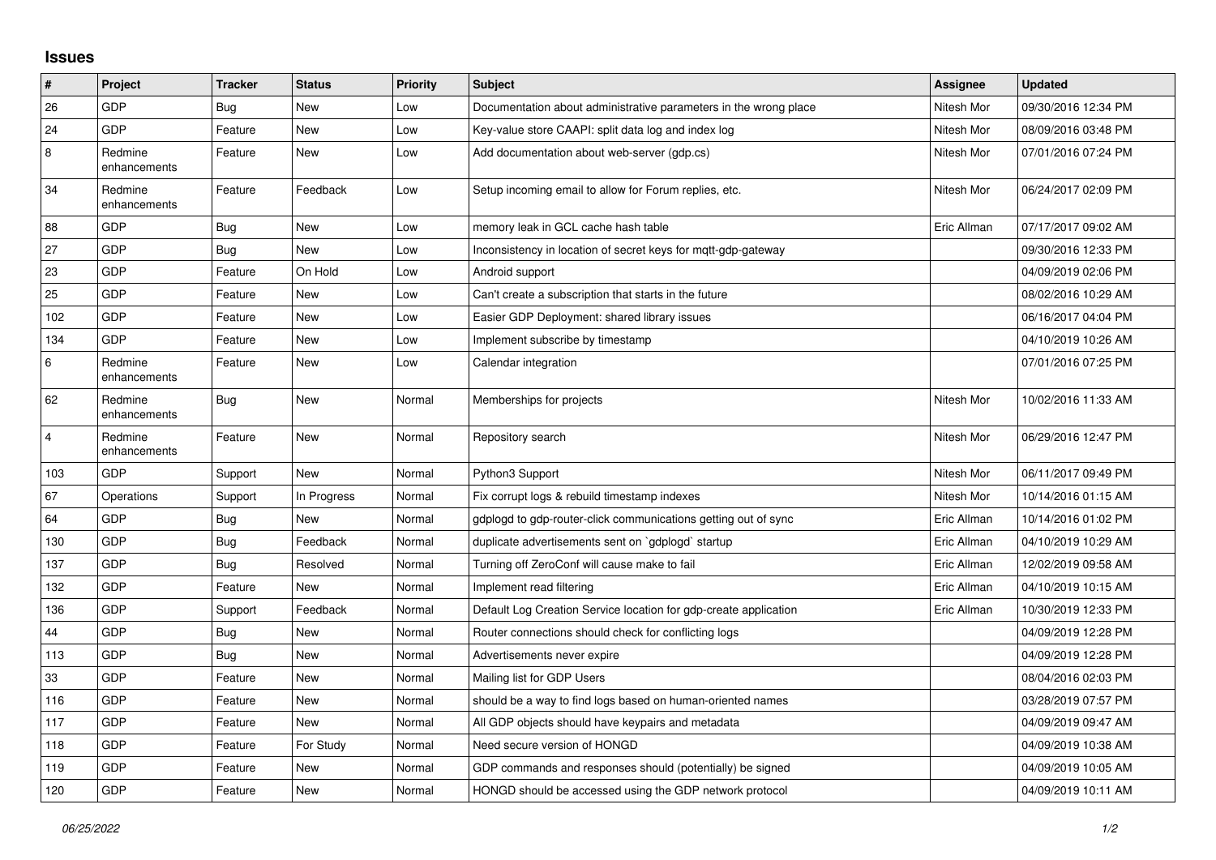## Issues

| # | Project | Tracker | Status | Priority | Subject | Assignee | Updated |
|---|---|---|---|---|---|---|---|
| 26 | GDP | Bug | New | Low | Documentation about administrative parameters in the wrong place | Nitesh Mor | 09/30/2016 12:34 PM |
| 24 | GDP | Feature | New | Low | Key-value store CAAPI: split data log and index log | Nitesh Mor | 08/09/2016 03:48 PM |
| 8 | Redmine enhancements | Feature | New | Low | Add documentation about web-server (gdp.cs) | Nitesh Mor | 07/01/2016 07:24 PM |
| 34 | Redmine enhancements | Feature | Feedback | Low | Setup incoming email to allow for Forum replies, etc. | Nitesh Mor | 06/24/2017 02:09 PM |
| 88 | GDP | Bug | New | Low | memory leak in GCL cache hash table | Eric Allman | 07/17/2017 09:02 AM |
| 27 | GDP | Bug | New | Low | Inconsistency in location of secret keys for mqtt-gdp-gateway | | 09/30/2016 12:33 PM |
| 23 | GDP | Feature | On Hold | Low | Android support | | 04/09/2019 02:06 PM |
| 25 | GDP | Feature | New | Low | Can't create a subscription that starts in the future | | 08/02/2016 10:29 AM |
| 102 | GDP | Feature | New | Low | Easier GDP Deployment: shared library issues | | 06/16/2017 04:04 PM |
| 134 | GDP | Feature | New | Low | Implement subscribe by timestamp | | 04/10/2019 10:26 AM |
| 6 | Redmine enhancements | Feature | New | Low | Calendar integration | | 07/01/2016 07:25 PM |
| 62 | Redmine enhancements | Bug | New | Normal | Memberships for projects | Nitesh Mor | 10/02/2016 11:33 AM |
| 4 | Redmine enhancements | Feature | New | Normal | Repository search | Nitesh Mor | 06/29/2016 12:47 PM |
| 103 | GDP | Support | New | Normal | Python3 Support | Nitesh Mor | 06/11/2017 09:49 PM |
| 67 | Operations | Support | In Progress | Normal | Fix corrupt logs & rebuild timestamp indexes | Nitesh Mor | 10/14/2016 01:15 AM |
| 64 | GDP | Bug | New | Normal | gdplogd to gdp-router-click communications getting out of sync | Eric Allman | 10/14/2016 01:02 PM |
| 130 | GDP | Bug | Feedback | Normal | duplicate advertisements sent on `gdplogd` startup | Eric Allman | 04/10/2019 10:29 AM |
| 137 | GDP | Bug | Resolved | Normal | Turning off ZeroConf will cause make to fail | Eric Allman | 12/02/2019 09:58 AM |
| 132 | GDP | Feature | New | Normal | Implement read filtering | Eric Allman | 04/10/2019 10:15 AM |
| 136 | GDP | Support | Feedback | Normal | Default Log Creation Service location for gdp-create application | Eric Allman | 10/30/2019 12:33 PM |
| 44 | GDP | Bug | New | Normal | Router connections should check for conflicting logs | | 04/09/2019 12:28 PM |
| 113 | GDP | Bug | New | Normal | Advertisements never expire | | 04/09/2019 12:28 PM |
| 33 | GDP | Feature | New | Normal | Mailing list for GDP Users | | 08/04/2016 02:03 PM |
| 116 | GDP | Feature | New | Normal | should be a way to find logs based on human-oriented names | | 03/28/2019 07:57 PM |
| 117 | GDP | Feature | New | Normal | All GDP objects should have keypairs and metadata | | 04/09/2019 09:47 AM |
| 118 | GDP | Feature | For Study | Normal | Need secure version of HONGD | | 04/09/2019 10:38 AM |
| 119 | GDP | Feature | New | Normal | GDP commands and responses should (potentially) be signed | | 04/09/2019 10:05 AM |
| 120 | GDP | Feature | New | Normal | HONGD should be accessed using the GDP network protocol | | 04/09/2019 10:11 AM |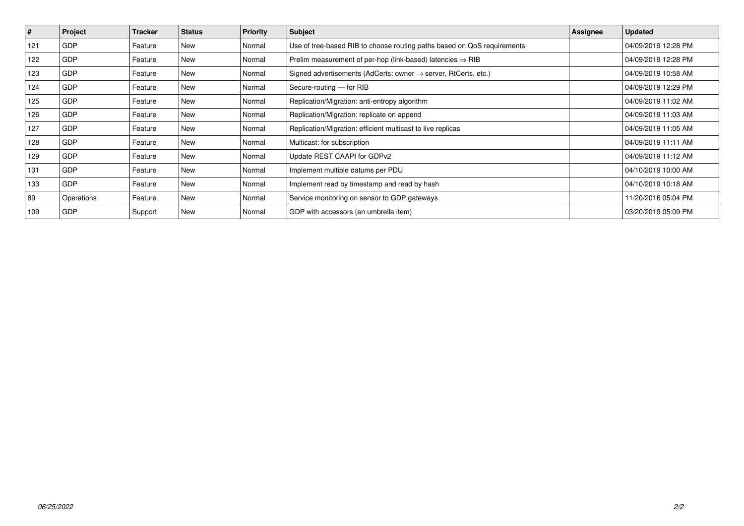| # | Project | Tracker | Status | Priority | Subject | Assignee | Updated |
| --- | --- | --- | --- | --- | --- | --- | --- |
| 121 | GDP | Feature | New | Normal | Use of tree-based RIB to choose routing paths based on QoS requirements | | 04/09/2019 12:28 PM |
| 122 | GDP | Feature | New | Normal | Prelim measurement of per-hop (link-based) latencies ⇒ RIB | | 04/09/2019 12:28 PM |
| 123 | GDP | Feature | New | Normal | Signed advertisements (AdCerts: owner → server, RtCerts, etc.) | | 04/09/2019 10:58 AM |
| 124 | GDP | Feature | New | Normal | Secure-routing — for RIB | | 04/09/2019 12:29 PM |
| 125 | GDP | Feature | New | Normal | Replication/Migration: anti-entropy algorithm | | 04/09/2019 11:02 AM |
| 126 | GDP | Feature | New | Normal | Replication/Migration: replicate on append | | 04/09/2019 11:03 AM |
| 127 | GDP | Feature | New | Normal | Replication/Migration: efficient multicast to live replicas | | 04/09/2019 11:05 AM |
| 128 | GDP | Feature | New | Normal | Multicast: for subscription | | 04/09/2019 11:11 AM |
| 129 | GDP | Feature | New | Normal | Update REST CAAPI for GDPv2 | | 04/09/2019 11:12 AM |
| 131 | GDP | Feature | New | Normal | Implement multiple datums per PDU | | 04/10/2019 10:00 AM |
| 133 | GDP | Feature | New | Normal | Implement read by timestamp and read by hash | | 04/10/2019 10:18 AM |
| 89 | Operations | Feature | New | Normal | Service monitoring on sensor to GDP gateways | | 11/20/2016 05:04 PM |
| 109 | GDP | Support | New | Normal | GDP with accessors (an umbrella item) | | 03/20/2019 05:09 PM |